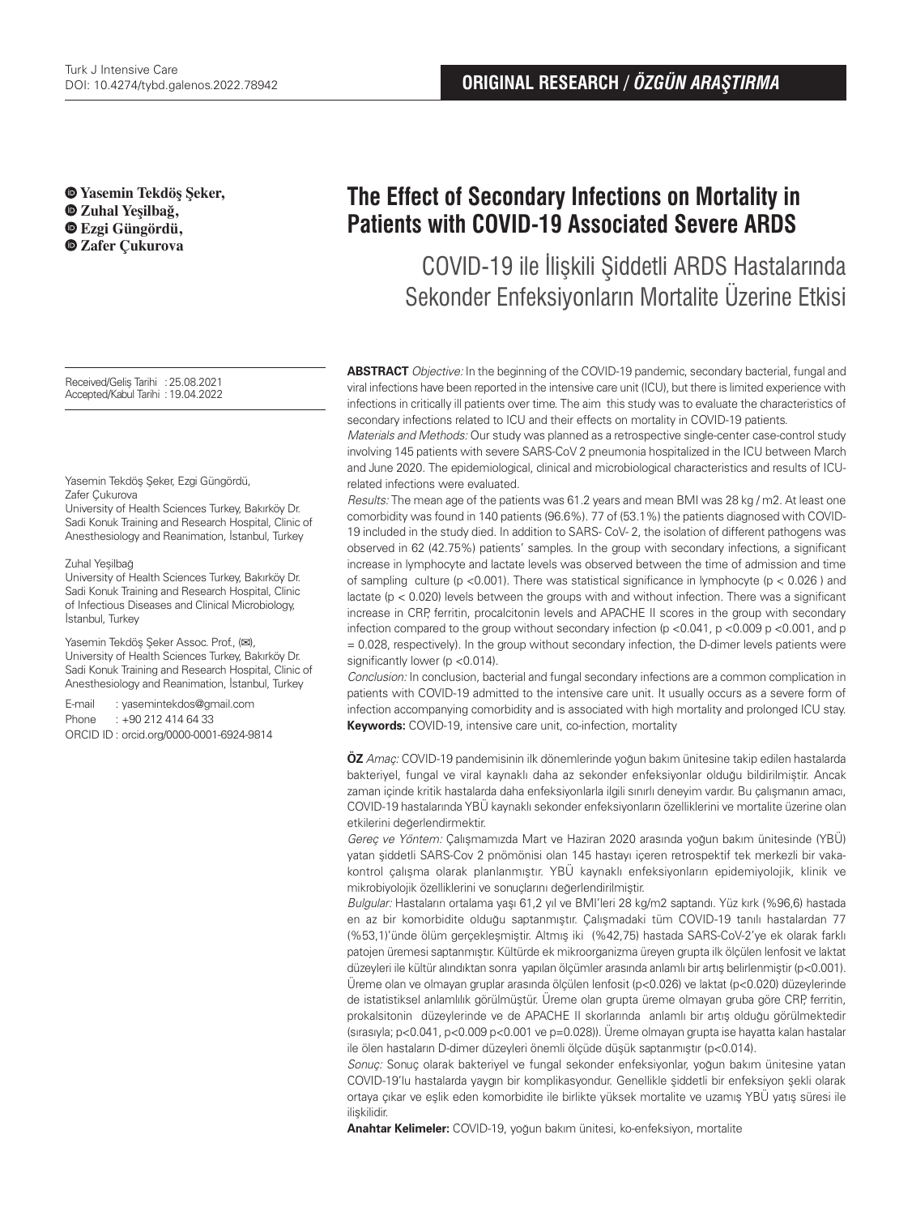ORIGINAL RESEARCH / *ÖZGÜN ARAŞTIRMA*

**Yasemin Tekdöş Şeker,**
**Zuhal Yeşilbağ,**
**Ezgi Güngördü,**
**Zafer Çukurova**

# The Effect of Secondary Infections on Mortality in Patients with COVID-19 Associated Severe ARDS

## COVID-19 ile İlişkili Şiddetli ARDS Hastalarında Sekonder Enfeksiyonların Mortalite Üzerine Etkisi

Received/Geliş Tarihi : 25.08.2021
Accepted/Kabul Tarihi : 19.04.2022

Yasemin Tekdöş Şeker, Ezgi Güngördü, Zafer Çukurova
University of Health Sciences Turkey, Bakırköy Dr. Sadi Konuk Training and Research Hospital, Clinic of Anesthesiology and Reanimation, İstanbul, Turkey

Zuhal Yeşilbağ
University of Health Sciences Turkey, Bakırköy Dr. Sadi Konuk Training and Research Hospital, Clinic of Infectious Diseases and Clinical Microbiology, İstanbul, Turkey

Yasemin Tekdöş Şeker Assoc. Prof., (✉),
University of Health Sciences Turkey, Bakırköy Dr. Sadi Konuk Training and Research Hospital, Clinic of Anesthesiology and Reanimation, İstanbul, Turkey

E-mail : yasemintekdos@gmail.com
Phone : +90 212 414 64 33
ORCID ID : orcid.org/0000-0001-6924-9814

**ABSTRACT** *Objective:* In the beginning of the COVID-19 pandemic, secondary bacterial, fungal and viral infections have been reported in the intensive care unit (ICU), but there is limited experience with infections in critically ill patients over time. The aim this study was to evaluate the characteristics of secondary infections related to ICU and their effects on mortality in COVID-19 patients.

*Materials and Methods:* Our study was planned as a retrospective single-center case-control study involving 145 patients with severe SARS-CoV 2 pneumonia hospitalized in the ICU between March and June 2020. The epidemiological, clinical and microbiological characteristics and results of ICU-related infections were evaluated.

*Results:* The mean age of the patients was 61.2 years and mean BMI was 28 kg / m2. At least one comorbidity was found in 140 patients (96.6%). 77 of (53.1%) the patients diagnosed with COVID-19 included in the study died. In addition to SARS- CoV- 2, the isolation of different pathogens was observed in 62 (42.75%) patients' samples. In the group with secondary infections, a significant increase in lymphocyte and lactate levels was observed between the time of admission and time of sampling culture ($p < 0.001$). There was statistical significance in lymphocyte ($p < 0.026$) and lactate ($p < 0.020$) levels between the groups with and without infection. There was a significant increase in CRP, ferritin, procalcitonin levels and APACHE II scores in the group with secondary infection compared to the group without secondary infection ($p < 0.041$, $p < 0.009$ $p < 0.001$, and $p = 0.028$, respectively). In the group without secondary infection, the D-dimer levels patients were significantly lower ($p < 0.014$).

*Conclusion:* In conclusion, bacterial and fungal secondary infections are a common complication in patients with COVID-19 admitted to the intensive care unit. It usually occurs as a severe form of infection accompanying comorbidity and is associated with high mortality and prolonged ICU stay.

**Keywords:** COVID-19, intensive care unit, co-infection, mortality

**ÖZ** *Amaç:* COVID-19 pandemisinin ilk dönemlerinde yoğun bakım ünitesine takip edilen hastalarda bakteriyel, fungal ve viral kaynaklı daha az sekonder enfeksiyonlar olduğu bildirilmiştir. Ancak zaman içinde kritik hastalarda daha enfeksiyonlarla ilgili sınırlı deneyim vardır. Bu çalışmanın amacı, COVID-19 hastalarında YBÜ kaynaklı sekonder enfeksiyonların özelliklerini ve mortalite üzerine olan etkilerini değerlendirmektir.

*Gereç ve Yöntem:* Çalışmamızda Mart ve Haziran 2020 arasında yoğun bakım ünitesinde (YBÜ) yatan şiddetli SARS-Cov 2 pnömonisi olan 145 hastayı içeren retrospektif tek merkezli bir vaka-kontrol çalışma olarak planlanmıştır. YBÜ kaynaklı enfeksiyonların epidemiyolojik, klinik ve mikrobiyolojik özelliklerini ve sonuçlarını değerlendirilmiştir.

*Bulgular:* Hastaların ortalama yaşı 61,2 yıl ve BMI'leri 28 kg/m2 saptandı. Yüz kırk (%96,6) hastada en az bir komorbidite olduğu saptanmıştır. Çalışmadaki tüm COVID-19 tanılı hastalardan 77 (%53,1)'ünde ölüm gerçekleşmiştir. Altmış iki (%42,75) hastada SARS-CoV-2'ye ek olarak farklı patojen üremesi saptanmıştır. Kültürde ek mikroorganizma üreyen grupta ilk ölçülen lenfosit ve laktat düzeyleri ile kültür alındıktan sonra yapılan ölçümler arasında anlamlı bir artış belirlenmiştir ($p<0.001$). Üreme olan ve olmayan gruplar arasında ölçülen lenfosit ($p<0.026$) ve laktat ($p<0.020$) düzeylerinde de istatistiksel anlamlılık görülmüştür. Üreme olan grupta üreme olmayan gruba göre CRP, ferritin, prokalsitonin düzeylerinde ve de APACHE II skorlarında anlamlı bir artış olduğu görülmektedir (sırasıyla; $p<0.041$, $p<0.009$ $p<0.001$ ve $p=0.028$)). Üreme olmayan grupta ise hayatta kalan hastalar ile ölen hastaların D-dimer düzeyleri önemli ölçüde düşük saptanmıştır ($p<0.014$).

*Sonuç:* Sonuç olarak bakteriyel ve fungal sekonder enfeksiyonlar, yoğun bakım ünitesine yatan COVID-19'lu hastalarda yaygın bir komplikasyondur. Genellikle şiddetli bir enfeksiyon şekli olarak ortaya çıkar ve eşlik eden komorbidite ile birlikte yüksek mortalite ve uzamış YBÜ yatış süresi ile ilişkilidir.

**Anahtar Kelimeler:** COVID-19, yoğun bakım ünitesi, ko-enfeksiyon, mortalite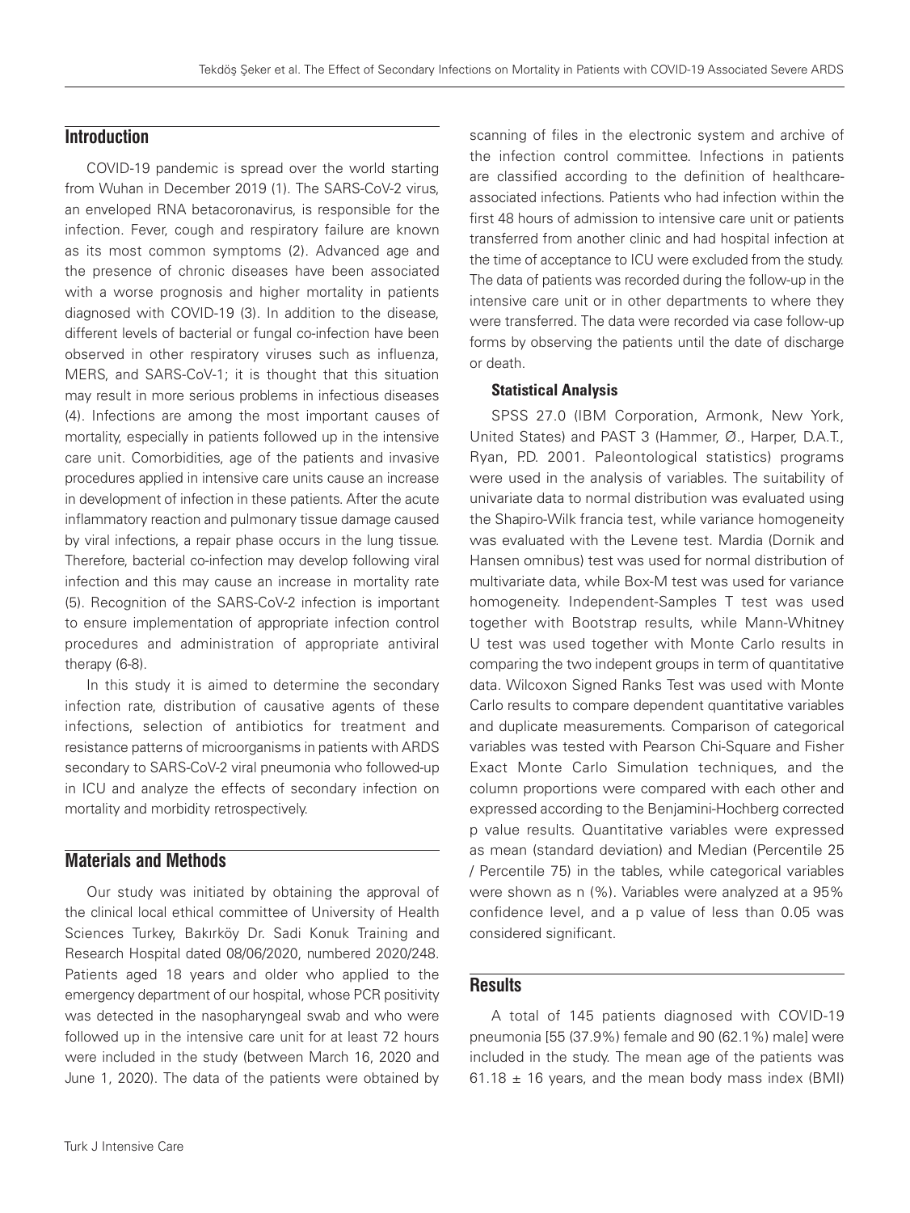## Introduction

COVID-19 pandemic is spread over the world starting from Wuhan in December 2019 (1). The SARS-CoV-2 virus, an enveloped RNA betacoronavirus, is responsible for the infection. Fever, cough and respiratory failure are known as its most common symptoms (2). Advanced age and the presence of chronic diseases have been associated with a worse prognosis and higher mortality in patients diagnosed with COVID-19 (3). In addition to the disease, different levels of bacterial or fungal co-infection have been observed in other respiratory viruses such as influenza, MERS, and SARS-CoV-1; it is thought that this situation may result in more serious problems in infectious diseases (4). Infections are among the most important causes of mortality, especially in patients followed up in the intensive care unit. Comorbidities, age of the patients and invasive procedures applied in intensive care units cause an increase in development of infection in these patients. After the acute inflammatory reaction and pulmonary tissue damage caused by viral infections, a repair phase occurs in the lung tissue. Therefore, bacterial co-infection may develop following viral infection and this may cause an increase in mortality rate (5). Recognition of the SARS-CoV-2 infection is important to ensure implementation of appropriate infection control procedures and administration of appropriate antiviral therapy (6-8).

In this study it is aimed to determine the secondary infection rate, distribution of causative agents of these infections, selection of antibiotics for treatment and resistance patterns of microorganisms in patients with ARDS secondary to SARS-CoV-2 viral pneumonia who followed-up in ICU and analyze the effects of secondary infection on mortality and morbidity retrospectively.

## Materials and Methods

Our study was initiated by obtaining the approval of the clinical local ethical committee of University of Health Sciences Turkey, Bakırköy Dr. Sadi Konuk Training and Research Hospital dated 08/06/2020, numbered 2020/248. Patients aged 18 years and older who applied to the emergency department of our hospital, whose PCR positivity was detected in the nasopharyngeal swab and who were followed up in the intensive care unit for at least 72 hours were included in the study (between March 16, 2020 and June 1, 2020). The data of the patients were obtained by scanning of files in the electronic system and archive of the infection control committee. Infections in patients are classified according to the definition of healthcare-associated infections. Patients who had infection within the first 48 hours of admission to intensive care unit or patients transferred from another clinic and had hospital infection at the time of acceptance to ICU were excluded from the study. The data of patients was recorded during the follow-up in the intensive care unit or in other departments to where they were transferred. The data were recorded via case follow-up forms by observing the patients until the date of discharge or death.

### Statistical Analysis

SPSS 27.0 (IBM Corporation, Armonk, New York, United States) and PAST 3 (Hammer, Ø., Harper, D.A.T., Ryan, P.D. 2001. Paleontological statistics) programs were used in the analysis of variables. The suitability of univariate data to normal distribution was evaluated using the Shapiro-Wilk francia test, while variance homogeneity was evaluated with the Levene test. Mardia (Dornik and Hansen omnibus) test was used for normal distribution of multivariate data, while Box-M test was used for variance homogeneity. Independent-Samples T test was used together with Bootstrap results, while Mann-Whitney U test was used together with Monte Carlo results in comparing the two indepent groups in term of quantitative data. Wilcoxon Signed Ranks Test was used with Monte Carlo results to compare dependent quantitative variables and duplicate measurements. Comparison of categorical variables was tested with Pearson Chi-Square and Fisher Exact Monte Carlo Simulation techniques, and the column proportions were compared with each other and expressed according to the Benjamini-Hochberg corrected p value results. Quantitative variables were expressed as mean (standard deviation) and Median (Percentile 25 / Percentile 75) in the tables, while categorical variables were shown as n (%). Variables were analyzed at a 95% confidence level, and a p value of less than 0.05 was considered significant.

## Results

A total of 145 patients diagnosed with COVID-19 pneumonia [55 (37.9%) female and 90 (62.1%) male] were included in the study. The mean age of the patients was $61.18 \pm 16$ years, and the mean body mass index (BMI)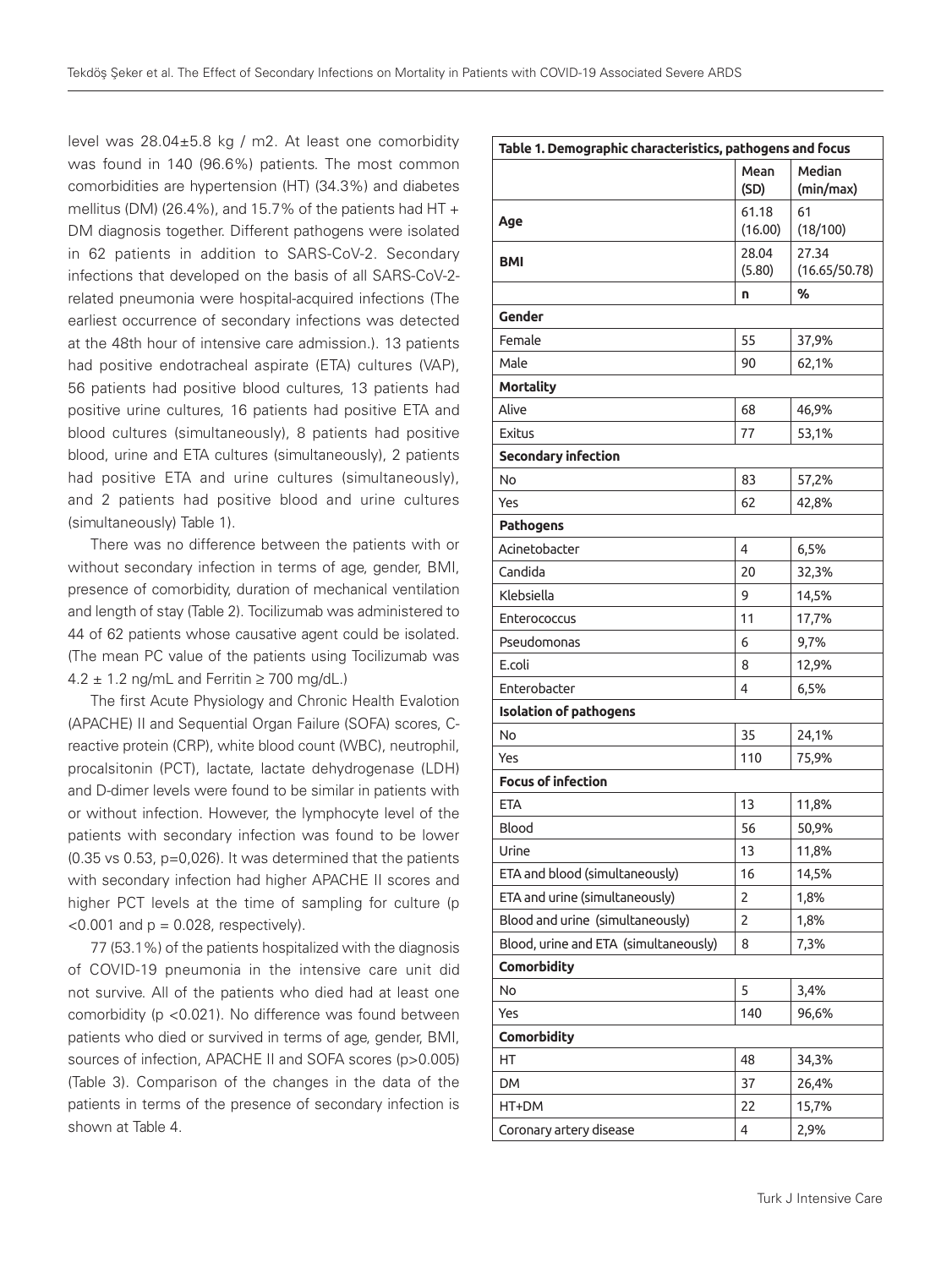level was 28.04±5.8 kg / m2. At least one comorbidity was found in 140 (96.6%) patients. The most common comorbidities are hypertension (HT) (34.3%) and diabetes mellitus (DM) (26.4%), and 15.7% of the patients had HT + DM diagnosis together. Different pathogens were isolated in 62 patients in addition to SARS-CoV-2. Secondary infections that developed on the basis of all SARS-CoV-2-related pneumonia were hospital-acquired infections (The earliest occurrence of secondary infections was detected at the 48th hour of intensive care admission.). 13 patients had positive endotracheal aspirate (ETA) cultures (VAP), 56 patients had positive blood cultures, 13 patients had positive urine cultures, 16 patients had positive ETA and blood cultures (simultaneously), 8 patients had positive blood, urine and ETA cultures (simultaneously), 2 patients had positive ETA and urine cultures (simultaneously), and 2 patients had positive blood and urine cultures (simultaneously) Table 1).

There was no difference between the patients with or without secondary infection in terms of age, gender, BMI, presence of comorbidity, duration of mechanical ventilation and length of stay (Table 2). Tocilizumab was administered to 44 of 62 patients whose causative agent could be isolated. (The mean PC value of the patients using Tocilizumab was 4.2 ± 1.2 ng/mL and Ferritin ≥ 700 mg/dL.)

The first Acute Physiology and Chronic Health Evalotion (APACHE) II and Sequential Organ Failure (SOFA) scores, C-reactive protein (CRP), white blood count (WBC), neutrophil, procalsitonin (PCT), lactate, lactate dehydrogenase (LDH) and D-dimer levels were found to be similar in patients with or without infection. However, the lymphocyte level of the patients with secondary infection was found to be lower (0.35 vs 0.53, p=0,026). It was determined that the patients with secondary infection had higher APACHE II scores and higher PCT levels at the time of sampling for culture (p <0.001 and p = 0.028, respectively).

77 (53.1%) of the patients hospitalized with the diagnosis of COVID-19 pneumonia in the intensive care unit did not survive. All of the patients who died had at least one comorbidity (p <0.021). No difference was found between patients who died or survived in terms of age, gender, BMI, sources of infection, APACHE II and SOFA scores (p>0.005) (Table 3). Comparison of the changes in the data of the patients in terms of the presence of secondary infection is shown at Table 4.

**Table 1. Demographic characteristics, pathogens and focus**

| | Mean (SD) | Median (min/max) |
|---|---|---|
| **Age** | 61.18 (16.00) | 61 (18/100) |
| **BMI** | 28.04 (5.80) | 27.34 (16.65/50.78) |
| | **n** | **%** |
| **Gender** | | |
| Female | 55 | 37,9% |
| Male | 90 | 62,1% |
| **Mortality** | | |
| Alive | 68 | 46,9% |
| Exitus | 77 | 53,1% |
| **Secondary infection** | | |
| No | 83 | 57,2% |
| Yes | 62 | 42,8% |
| **Pathogens** | | |
| Acinetobacter | 4 | 6,5% |
| Candida | 20 | 32,3% |
| Klebsiella | 9 | 14,5% |
| Enterococcus | 11 | 17,7% |
| Pseudomonas | 6 | 9,7% |
| E.coli | 8 | 12,9% |
| Enterobacter | 4 | 6,5% |
| **Isolation of pathogens** | | |
| No | 35 | 24,1% |
| Yes | 110 | 75,9% |
| **Focus of infection** | | |
| ETA | 13 | 11,8% |
| Blood | 56 | 50,9% |
| Urine | 13 | 11,8% |
| ETA and blood (simultaneously) | 16 | 14,5% |
| ETA and urine (simultaneously) | 2 | 1,8% |
| Blood and urine (simultaneously) | 2 | 1,8% |
| Blood, urine and ETA (simultaneously) | 8 | 7,3% |
| **Comorbidity** | | |
| No | 5 | 3,4% |
| Yes | 140 | 96,6% |
| **Comorbidity** | | |
| HT | 48 | 34,3% |
| DM | 37 | 26,4% |
| HT+DM | 22 | 15,7% |
| Coronary artery disease | 4 | 2,9% |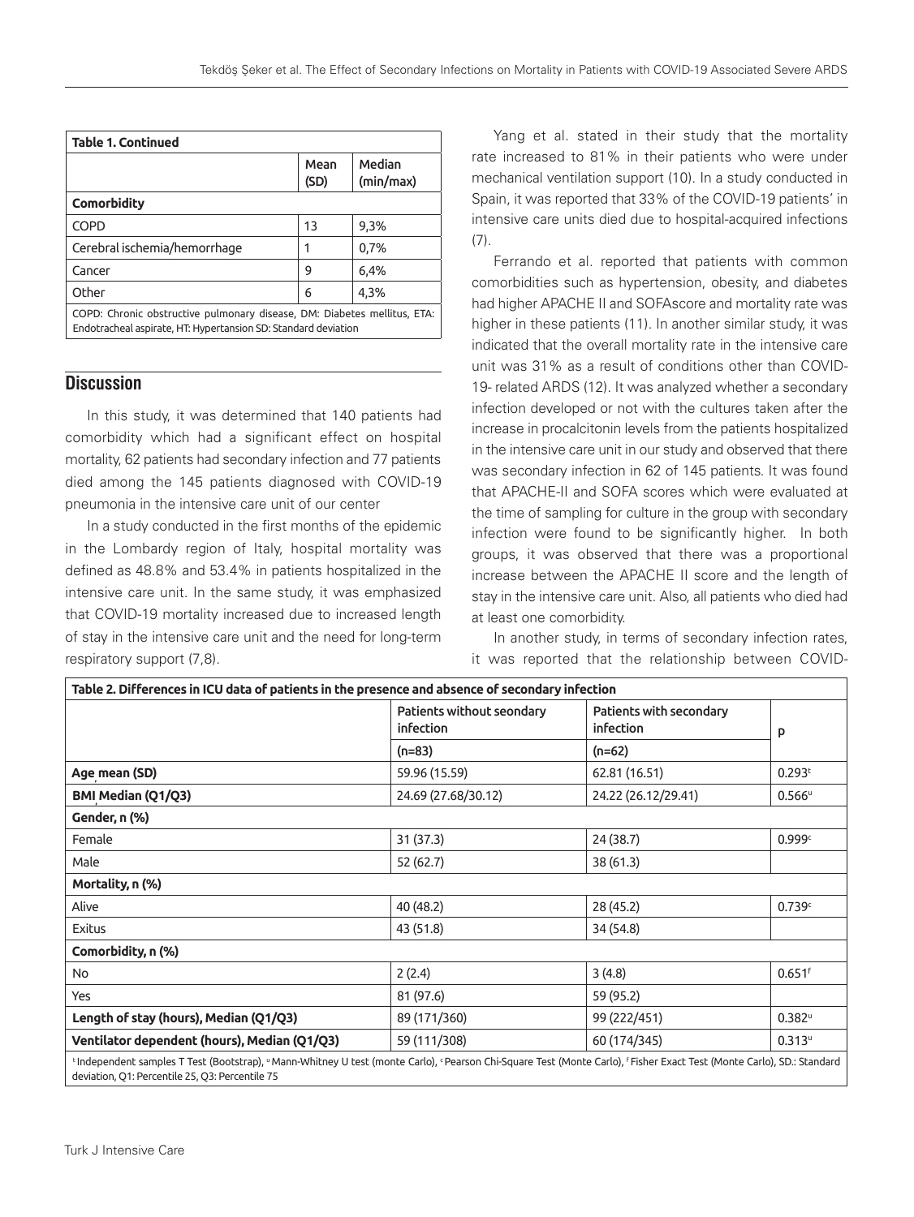**Table 1. Continued**

| | Mean (SD) | Median (min/max) |
|---|---|---|
| **Comorbidity** | | |
| COPD | 13 | 9,3% |
| Cerebral ischemia/hemorrhage | 1 | 0,7% |
| Cancer | 9 | 6,4% |
| Other | 6 | 4,3% |

COPD: Chronic obstructive pulmonary disease, DM: Diabetes mellitus, ETA: Endotracheal aspirate, HT: Hypertansion SD: Standard deviation

## Discussion

In this study, it was determined that 140 patients had comorbidity which had a significant effect on hospital mortality, 62 patients had secondary infection and 77 patients died among the 145 patients diagnosed with COVID-19 pneumonia in the intensive care unit of our center

In a study conducted in the first months of the epidemic in the Lombardy region of Italy, hospital mortality was defined as 48.8% and 53.4% in patients hospitalized in the intensive care unit. In the same study, it was emphasized that COVID-19 mortality increased due to increased length of stay in the intensive care unit and the need for long-term respiratory support (7,8).

Yang et al. stated in their study that the mortality rate increased to 81% in their patients who were under mechanical ventilation support (10). In a study conducted in Spain, it was reported that 33% of the COVID-19 patients' in intensive care units died due to hospital-acquired infections (7).

Ferrando et al. reported that patients with common comorbidities such as hypertension, obesity, and diabetes had higher APACHE II and SOFAscore and mortality rate was higher in these patients (11). In another similar study, it was indicated that the overall mortality rate in the intensive care unit was 31% as a result of conditions other than COVID-19- related ARDS (12). It was analyzed whether a secondary infection developed or not with the cultures taken after the increase in procalcitonin levels from the patients hospitalized in the intensive care unit in our study and observed that there was secondary infection in 62 of 145 patients. It was found that APACHE-II and SOFA scores which were evaluated at the time of sampling for culture in the group with secondary infection were found to be significantly higher. In both groups, it was observed that there was a proportional increase between the APACHE II score and the length of stay in the intensive care unit. Also, all patients who died had at least one comorbidity.

In another study, in terms of secondary infection rates, it was reported that the relationship between COVID-

**Table 2. Differences in ICU data of patients in the presence and absence of secondary infection**

| | Patients without seondary infection | Patients with secondary infection | p |
|---|---|---|---|
| | (n=83) | (n=62) | |
| **Age mean (SD)** | 59.96 (15.59) | 62.81 (16.51) | 0.293[t] |
| **BMI Median (Q1/Q3)** | 24.69 (27.68/30.12) | 24.22 (26.12/29.41) | 0.566[u] |
| **Gender, n (%)** | | | |
| Female | 31 (37.3) | 24 (38.7) | 0.999[c] |
| Male | 52 (62.7) | 38 (61.3) | |
| **Mortality, n (%)** | | | |
| Alive | 40 (48.2) | 28 (45.2) | 0.739[c] |
| Exitus | 43 (51.8) | 34 (54.8) | |
| **Comorbidity, n (%)** | | | |
| No | 2 (2.4) | 3 (4.8) | 0.651[f] |
| Yes | 81 (97.6) | 59 (95.2) | |
| **Length of stay (hours), Median (Q1/Q3)** | 89 (171/360) | 99 (222/451) | 0.382[u] |
| **Ventilator dependent (hours), Median (Q1/Q3)** | 59 (111/308) | 60 (174/345) | 0.313[u] |

[t] Independent samples T Test (Bootstrap), [u] Mann-Whitney U test (monte Carlo), [c] Pearson Chi-Square Test (Monte Carlo), [f] Fisher Exact Test (Monte Carlo), SD.: Standard deviation, Q1: Percentile 25, Q3: Percentile 75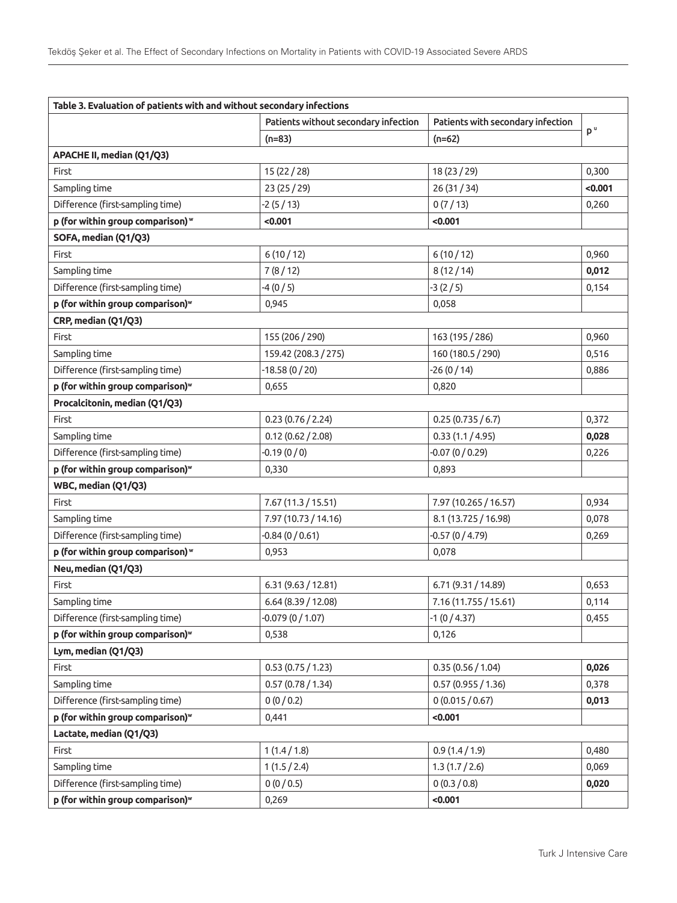| **Table 3. Evaluation of patients with and without secondary infections** | | | |
|---|---|---|---|
| | Patients without secondary infection (n=83) | Patients with secondary infection (n=62) | p[u] |
| **APACHE II, median (Q1/Q3)** | | | |
| First | 15 (22 / 28) | 18 (23 / 29) | 0,300 |
| Sampling time | 23 (25 / 29) | 26 (31 / 34) | **<0.001** |
| Difference (first-sampling time) | -2 (5 / 13) | 0 (7 / 13) | 0,260 |
| **p (for within group comparison)[w]** | **<0.001** | **<0.001** | |
| **SOFA, median (Q1/Q3)** | | | |
| First | 6 (10 / 12) | 6 (10 / 12) | 0,960 |
| Sampling time | 7 (8 / 12) | 8 (12 / 14) | **0,012** |
| Difference (first-sampling time) | -4 (0 / 5) | -3 (2 / 5) | 0,154 |
| **p (for within group comparison)[w]** | 0,945 | 0,058 | |
| **CRP, median (Q1/Q3)** | | | |
| First | 155 (206 / 290) | 163 (195 / 286) | 0,960 |
| Sampling time | 159.42 (208.3 / 275) | 160 (180.5 / 290) | 0,516 |
| Difference (first-sampling time) | -18.58 (0 / 20) | -26 (0 / 14) | 0,886 |
| **p (for within group comparison)[w]** | 0,655 | 0,820 | |
| **Procalcitonin, median (Q1/Q3)** | | | |
| First | 0.23 (0.76 / 2.24) | 0.25 (0.735 / 6.7) | 0,372 |
| Sampling time | 0.12 (0.62 / 2.08) | 0.33 (1.1 / 4.95) | **0,028** |
| Difference (first-sampling time) | -0.19 (0 / 0) | -0.07 (0 / 0.29) | 0,226 |
| **p (for within group comparison)[w]** | 0,330 | 0,893 | |
| **WBC, median (Q1/Q3)** | | | |
| First | 7.67 (11.3 / 15.51) | 7.97 (10.265 / 16.57) | 0,934 |
| Sampling time | 7.97 (10.73 / 14.16) | 8.1 (13.725 / 16.98) | 0,078 |
| Difference (first-sampling time) | -0.84 (0 / 0.61) | -0.57 (0 / 4.79) | 0,269 |
| **p (for within group comparison)[w]** | 0,953 | 0,078 | |
| **Neu, median (Q1/Q3)** | | | |
| First | 6.31 (9.63 / 12.81) | 6.71 (9.31 / 14.89) | 0,653 |
| Sampling time | 6.64 (8.39 / 12.08) | 7.16 (11.755 / 15.61) | 0,114 |
| Difference (first-sampling time) | -0.079 (0 / 1.07) | -1 (0 / 4.37) | 0,455 |
| **p (for within group comparison)[w]** | 0,538 | 0,126 | |
| **Lym, median (Q1/Q3)** | | | |
| First | 0.53 (0.75 / 1.23) | 0.35 (0.56 / 1.04) | **0,026** |
| Sampling time | 0.57 (0.78 / 1.34) | 0.57 (0.955 / 1.36) | 0,378 |
| Difference (first-sampling time) | 0 (0 / 0.2) | 0 (0.015 / 0.67) | **0,013** |
| **p (for within group comparison)[w]** | 0,441 | **<0.001** | |
| **Lactate, median (Q1/Q3)** | | | |
| First | 1 (1.4 / 1.8) | 0.9 (1.4 / 1.9) | 0,480 |
| Sampling time | 1 (1.5 / 2.4) | 1.3 (1.7 / 2.6) | 0,069 |
| Difference (first-sampling time) | 0 (0 / 0.5) | 0 (0.3 / 0.8) | **0,020** |
| **p (for within group comparison)[w]** | 0,269 | **<0.001** | |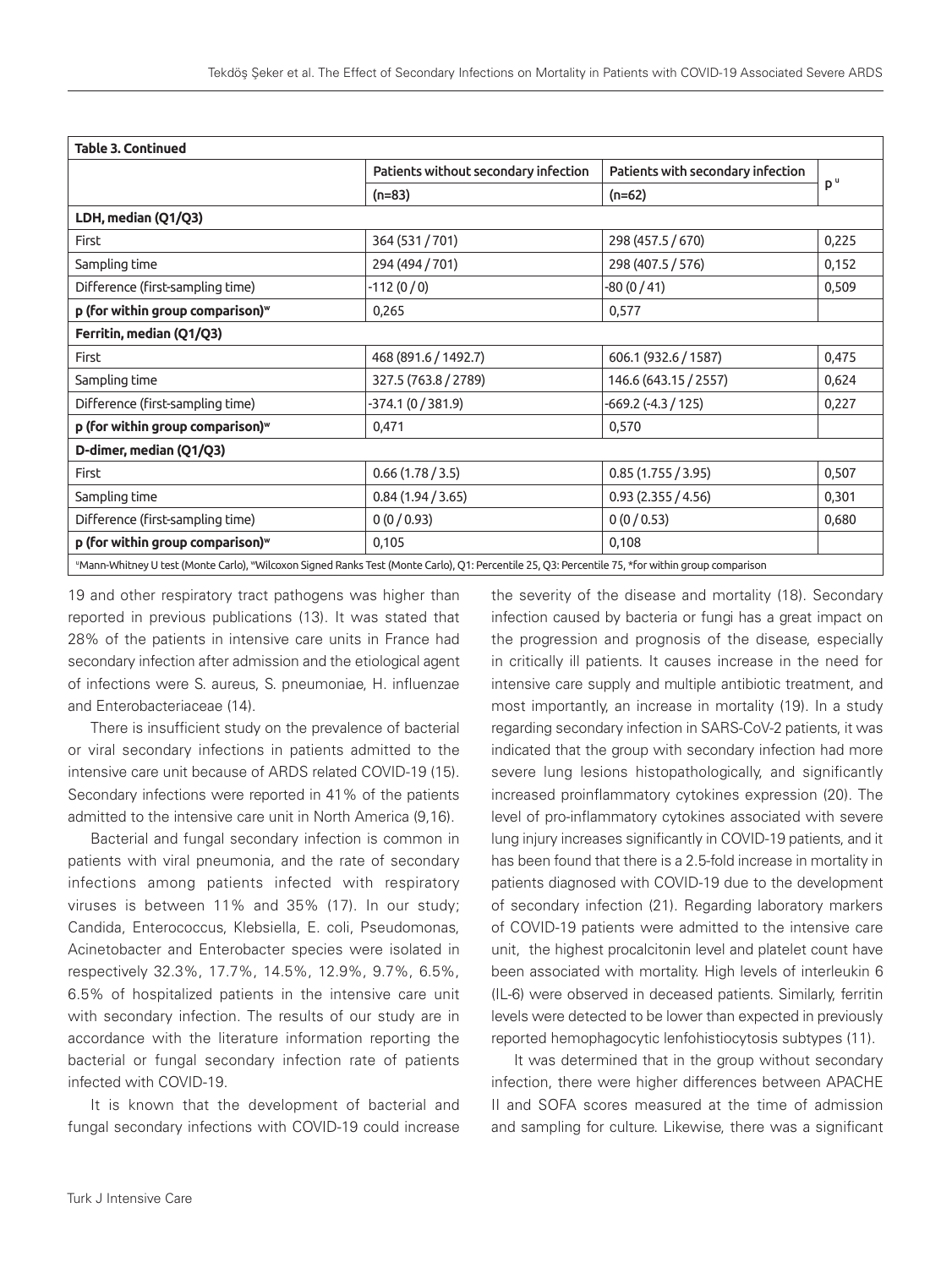| **Table 3. Continued** | | | |
|---|---|---|---|
| | **Patients without secondary infection** | **Patients with secondary infection** | **p** [u] |
| | **(n=83)** | **(n=62)** | |
| **LDH, median (Q1/Q3)** | | | |
| First | 364 (531 / 701) | 298 (457.5 / 670) | 0,225 |
| Sampling time | 294 (494 / 701) | 298 (407.5 / 576) | 0,152 |
| Difference (first-sampling time) | -112 (0 / 0) | -80 (0 / 41) | 0,509 |
| **p (for within group comparison)** [w] | 0,265 | 0,577 | |
| **Ferritin, median (Q1/Q3)** | | | |
| First | 468 (891.6 / 1492.7) | 606.1 (932.6 / 1587) | 0,475 |
| Sampling time | 327.5 (763.8 / 2789) | 146.6 (643.15 / 2557) | 0,624 |
| Difference (first-sampling time) | -374.1 (0 / 381.9) | -669.2 (-4.3 / 125) | 0,227 |
| **p (for within group comparison)** [w] | 0,471 | 0,570 | |
| **D-dimer, median (Q1/Q3)** | | | |
| First | 0.66 (1.78 / 3.5) | 0.85 (1.755 / 3.95) | 0,507 |
| Sampling time | 0.84 (1.94 / 3.65) | 0.93 (2.355 / 4.56) | 0,301 |
| Difference (first-sampling time) | 0 (0 / 0.93) | 0 (0 / 0.53) | 0,680 |
| **p (for within group comparison)** [w] | 0,105 | 0,108 | |

[u]Mann-Whitney U test (Monte Carlo), [w]Wilcoxon Signed Ranks Test (Monte Carlo), Q1: Percentile 25, Q3: Percentile 75, *for within group comparison

19 and other respiratory tract pathogens was higher than reported in previous publications (13). It was stated that 28% of the patients in intensive care units in France had secondary infection after admission and the etiological agent of infections were S. aureus, S. pneumoniae, H. influenzae and Enterobacteriaceae (14).

There is insufficient study on the prevalence of bacterial or viral secondary infections in patients admitted to the intensive care unit because of ARDS related COVID-19 (15). Secondary infections were reported in 41% of the patients admitted to the intensive care unit in North America (9,16).

Bacterial and fungal secondary infection is common in patients with viral pneumonia, and the rate of secondary infections among patients infected with respiratory viruses is between 11% and 35% (17). In our study; Candida, Enterococcus, Klebsiella, E. coli, Pseudomonas, Acinetobacter and Enterobacter species were isolated in respectively 32.3%, 17.7%, 14.5%, 12.9%, 9.7%, 6.5%, 6.5% of hospitalized patients in the intensive care unit with secondary infection. The results of our study are in accordance with the literature information reporting the bacterial or fungal secondary infection rate of patients infected with COVID-19.

It is known that the development of bacterial and fungal secondary infections with COVID-19 could increase the severity of the disease and mortality (18). Secondary infection caused by bacteria or fungi has a great impact on the progression and prognosis of the disease, especially in critically ill patients. It causes increase in the need for intensive care supply and multiple antibiotic treatment, and most importantly, an increase in mortality (19). In a study regarding secondary infection in SARS-CoV-2 patients, it was indicated that the group with secondary infection had more severe lung lesions histopathologically, and significantly increased proinflammatory cytokines expression (20). The level of pro-inflammatory cytokines associated with severe lung injury increases significantly in COVID-19 patients, and it has been found that there is a 2.5-fold increase in mortality in patients diagnosed with COVID-19 due to the development of secondary infection (21). Regarding laboratory markers of COVID-19 patients were admitted to the intensive care unit, the highest procalcitonin level and platelet count have been associated with mortality. High levels of interleukin 6 (IL-6) were observed in deceased patients. Similarly, ferritin levels were detected to be lower than expected in previously reported hemophagocytic lenfohistiocytosis subtypes (11).

It was determined that in the group without secondary infection, there were higher differences between APACHE II and SOFA scores measured at the time of admission and sampling for culture. Likewise, there was a significant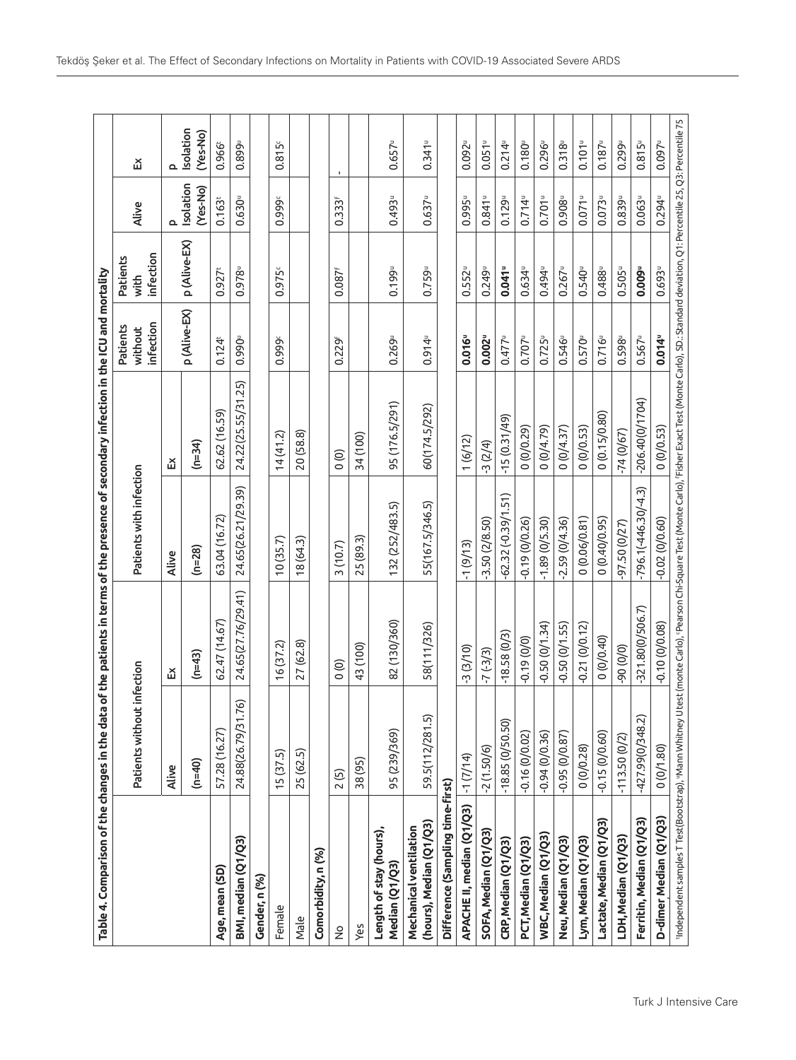**Table 4. Comparison of the changes in the data of the patients in terms of the presence of secondary infection in the ICU and mortality**

| | Patients without infection | | Patients with infection | | Patients without infection | Patients with infection | Alive | Ex |
|---|---|---|---|---|---|---|---|---|
| | Alive | Ex | Alive | Ex | p (Alive-EX) | p (Alive-EX) | p Isolation (Yes-No) | p Isolation (Yes-No) |
| | (n=40) | (n=43) | (n=28) | (n=34) | | | | |
| **Age, mean (SD)** | 57.28 (16.27) | 62.47 (14.67) | 63.04 (16.72) | 62.62 (16.59) | 0.124[t] | 0.927[t] | 0.163[t] | 0.966[t] |
| **BMI, median (Q1/Q3)** | 24.88(26.79/31.76) | 24.65(27.76/29.41) | 24.65(26.21/29.39) | 24.22(25.55/31.25) | 0.990[u] | 0.978[u] | 0.630[u] | 0.899[u] |
| **Gender, n (%)** | | | | | | | | |
| Female | 15 (37.5) | 16 (37.2) | 10 (35.7) | 14 (41.2) | 0.999[c] | 0.975[c] | 0.999[c] | 0.815[c] |
| Male | 25 (62.5) | 27 (62.8) | 18 (64.3) | 20 (58.8) | | | | |
| **Comorbidity, n (%)** | | | | | | | | |
| No | 2 (5) | 0 (0) | 3 (10.7) | 0 (0) | 0.229[f] | 0.087[f] | 0.333[f] | - |
| Yes | 38 (95) | 43 (100) | 25 (89.3) | 34 (100) | | | | |
| **Length of stay (hours), Median (Q1/Q3)** | 95 (239/369) | 82 (130/360) | 132 (252/483.5) | 95 (176.5/291) | 0.269[u] | 0.199[u] | 0.493[u] | 0.657[u] |
| **Mechanical ventilation (hours), Median (Q1/Q3)** | 59.5(112/281.5) | 58(111/326) | 55(167.5/346.5) | 60(174.5/292) | 0.914[u] | 0.759[u] | 0.637[u] | 0.341[u] |
| **Difference (Sampling time-first)** | | | | | | | | |
| **APACHE II, median (Q1/Q3)** | -1 (7/14) | -3 (3/10) | -1 (9/13) | 1 (6/12) | **0.016[u]** | 0.552[u] | 0.995[u] | 0.092[u] |
| **SOFA, Median (Q1/Q3)** | -2 (1.50/6) | -7 (-3/3) | -3.50 (2/8.50) | -3 (2/4) | **0.002[u]** | 0.249[u] | 0.841[u] | 0.051[u] |
| **CRP, Median (Q1/Q3)** | -18.85 (0/50.50) | -18.58 (0/3) | -62.32 (-0.39/1.51) | -15 (0.31/49) | 0.477[u] | **0.041[u]** | 0.129[u] | 0.214[u] |
| **PCT, Median (Q1/Q3)** | -0.16 (0/0.02) | -0.19 (0/0) | -0.19 (0/0.26) | 0 (0/0.29) | 0.707[u] | 0.634[u] | 0.714[u] | 0.180[u] |
| **WBC, Median (Q1/Q3)** | -0.94 (0/0.36) | -0.50 (0/1.34) | -1.89 (0/5.30) | 0 (0/4.79) | 0.725[u] | 0.494[u] | 0.701[u] | 0.296[u] |
| **Neu, Median (Q1/Q3)** | -0.95 (0/0.87) | -0.50 (0/1.55) | -2.59 (0/4.36) | 0 (0/4.37) | 0.546[u] | 0.267[u] | 0.908[u] | 0.318[u] |
| **Lym, Median (Q1/Q3)** | 0 (0/0.28) | -0.21 (0/0.12) | 0 (0.06/0.81) | 0 (0/0.53) | 0.570[u] | 0.540[u] | 0.071[u] | 0.101[u] |
| **Lactate, Median (Q1/Q3)** | -0.15 (0/0.60) | 0 (0/0.40) | 0 (0.40/0.95) | 0 (0.15/0.80) | 0.716[u] | 0.488[u] | 0.073[u] | 0.187[u] |
| **LDH, Median (Q1/Q3)** | -113.50 (0/2) | -90 (0/0) | -97.50 (0/27) | -74 (0/67) | 0.598[u] | 0.505[u] | 0.839[u] | 0.299[u] |
| **Ferritin, Median (Q1/Q3)** | -427.99(0/348.2) | -321.80(0/506.7) | -796.1(-446.30/-4.3) | -206.40(0/1704) | 0.567[u] | **0.009[u]** | 0.063[u] | 0.815[u] |
| **D-dimer Median (Q1/Q3)** | 0 (0/1.80) | -0.10 (0/0.08) | -0.02 (0/0.60) | 0 (0/0.53) | **0.014[u]** | 0.693[u] | 0.294[u] | 0.097[u] |

[t]Independent samples T Test(Bootstrap), [u]Mann Whitney U test (monte Carlo), [c]Pearson Chi-Square Test (Monte Carlo), [f]Fisher Exact Test (Monte Carlo), SD: Standard deviation, Q1: Percentile 25, Q3: Percentile 75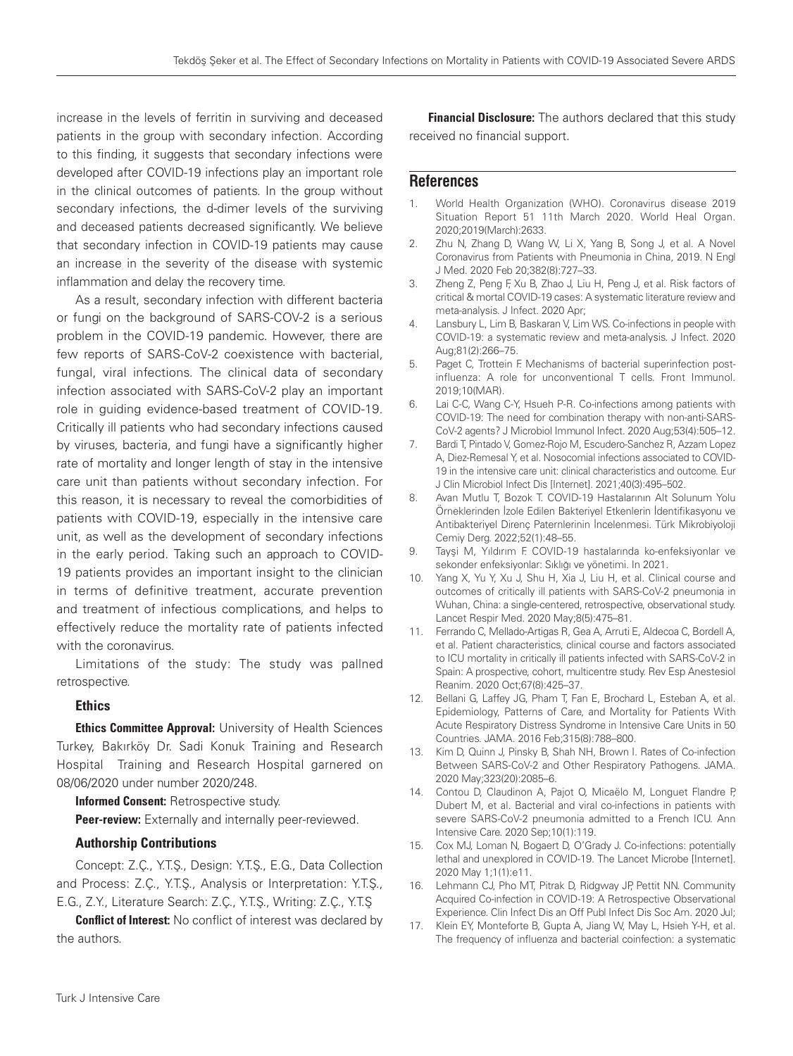increase in the levels of ferritin in surviving and deceased patients in the group with secondary infection. According to this finding, it suggests that secondary infections were developed after COVID-19 infections play an important role in the clinical outcomes of patients. In the group without secondary infections, the d-dimer levels of the surviving and deceased patients decreased significantly. We believe that secondary infection in COVID-19 patients may cause an increase in the severity of the disease with systemic inflammation and delay the recovery time.

As a result, secondary infection with different bacteria or fungi on the background of SARS-COV-2 is a serious problem in the COVID-19 pandemic. However, there are few reports of SARS-CoV-2 coexistence with bacterial, fungal, viral infections. The clinical data of secondary infection associated with SARS-CoV-2 play an important role in guiding evidence-based treatment of COVID-19. Critically ill patients who had secondary infections caused by viruses, bacteria, and fungi have a significantly higher rate of mortality and longer length of stay in the intensive care unit than patients without secondary infection. For this reason, it is necessary to reveal the comorbidities of patients with COVID-19, especially in the intensive care unit, as well as the development of secondary infections in the early period. Taking such an approach to COVID-19 patients provides an important insight to the clinician in terms of definitive treatment, accurate prevention and treatment of infectious complications, and helps to effectively reduce the mortality rate of patients infected with the coronavirus.

Limitations of the study: The study was pallned retrospective.

### Ethics

**Ethics Committee Approval:** University of Health Sciences Turkey, Bakırköy Dr. Sadi Konuk Training and Research Hospital Training and Research Hospital garnered on 08/06/2020 under number 2020/248.

**Informed Consent:** Retrospective study.

**Peer-review:** Externally and internally peer-reviewed.

### Authorship Contributions

Concept: Z.Ç., Y.T.Ş., Design: Y.T.Ş., E.G., Data Collection and Process: Z.Ç., Y.T.Ş., Analysis or Interpretation: Y.T.Ş., E.G., Z.Y., Literature Search: Z.Ç., Y.T.Ş., Writing: Z.Ç., Y.T.Ş

**Conflict of Interest:** No conflict of interest was declared by the authors.

**Financial Disclosure:** The authors declared that this study received no financial support.

## References

1. World Health Organization (WHO). Coronavirus disease 2019 Situation Report 51 11th March 2020. World Heal Organ. 2020;2019(March):2633.
2. Zhu N, Zhang D, Wang W, Li X, Yang B, Song J, et al. A Novel Coronavirus from Patients with Pneumonia in China, 2019. N Engl J Med. 2020 Feb 20;382(8):727–33.
3. Zheng Z, Peng F, Xu B, Zhao J, Liu H, Peng J, et al. Risk factors of critical & mortal COVID-19 cases: A systematic literature review and meta-analysis. J Infect. 2020 Apr;
4. Lansbury L, Lim B, Baskaran V, Lim WS. Co-infections in people with COVID-19: a systematic review and meta-analysis. J Infect. 2020 Aug;81(2):266–75.
5. Paget C, Trottein F. Mechanisms of bacterial superinfection post-influenza: A role for unconventional T cells. Front Immunol. 2019;10(MAR).
6. Lai C-C, Wang C-Y, Hsueh P-R. Co-infections among patients with COVID-19: The need for combination therapy with non-anti-SARS-CoV-2 agents? J Microbiol Immunol Infect. 2020 Aug;53(4):505–12.
7. Bardi T, Pintado V, Gomez-Rojo M, Escudero-Sanchez R, Azzam Lopez A, Diez-Remesal Y, et al. Nosocomial infections associated to COVID-19 in the intensive care unit: clinical characteristics and outcome. Eur J Clin Microbiol Infect Dis [Internet]. 2021;40(3):495–502.
8. Avan Mutlu T, Bozok T. COVID-19 Hastalarının Alt Solunum Yolu Örneklerinden İzole Edilen Bakteriyel Etkenlerin İdentifikasyonu ve Antibakteriyel Direnç Paternlerinin İncelenmesi. Türk Mikrobiyoloji Cemiy Derg. 2022;52(1):48–55.
9. Tayşi M, Yıldırım F. COVID-19 hastalarında ko-enfeksiyonlar ve sekonder enfeksiyonlar: Sıklığı ve yönetimi. In 2021.
10. Yang X, Yu Y, Xu J, Shu H, Xia J, Liu H, et al. Clinical course and outcomes of critically ill patients with SARS-CoV-2 pneumonia in Wuhan, China: a single-centered, retrospective, observational study. Lancet Respir Med. 2020 May;8(5):475–81.
11. Ferrando C, Mellado-Artigas R, Gea A, Arruti E, Aldecoa C, Bordell A, et al. Patient characteristics, clinical course and factors associated to ICU mortality in critically ill patients infected with SARS-CoV-2 in Spain: A prospective, cohort, multicentre study. Rev Esp Anestesiol Reanim. 2020 Oct;67(8):425–37.
12. Bellani G, Laffey JG, Pham T, Fan E, Brochard L, Esteban A, et al. Epidemiology, Patterns of Care, and Mortality for Patients With Acute Respiratory Distress Syndrome in Intensive Care Units in 50 Countries. JAMA. 2016 Feb;315(8):788–800.
13. Kim D, Quinn J, Pinsky B, Shah NH, Brown I. Rates of Co-infection Between SARS-CoV-2 and Other Respiratory Pathogens. JAMA. 2020 May;323(20):2085–6.
14. Contou D, Claudinon A, Pajot O, Micaëlo M, Longuet Flandre P, Dubert M, et al. Bacterial and viral co-infections in patients with severe SARS-CoV-2 pneumonia admitted to a French ICU. Ann Intensive Care. 2020 Sep;10(1):119.
15. Cox MJ, Loman N, Bogaert D, O'Grady J. Co-infections: potentially lethal and unexplored in COVID-19. The Lancet Microbe [Internet]. 2020 May 1;1(1):e11.
16. Lehmann CJ, Pho MT, Pitrak D, Ridgway JP, Pettit NN. Community Acquired Co-infection in COVID-19: A Retrospective Observational Experience. Clin Infect Dis an Off Publ Infect Dis Soc Am. 2020 Jul;
17. Klein EY, Monteforte B, Gupta A, Jiang W, May L, Hsieh Y-H, et al. The frequency of influenza and bacterial coinfection: a systematic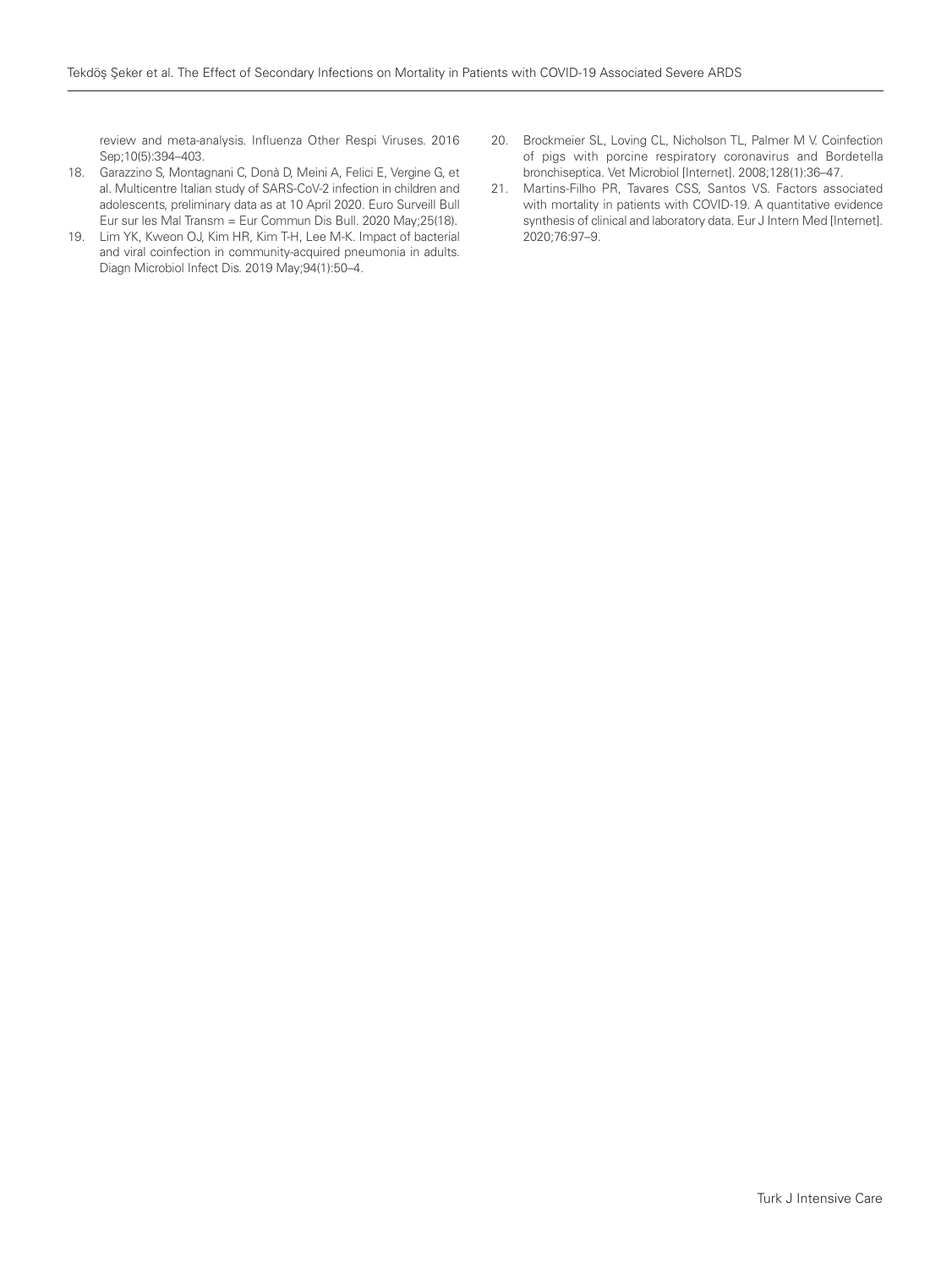review and meta-analysis. Influenza Other Respi Viruses. 2016 Sep;10(5):394–403.

18. Garazzino S, Montagnani C, Donà D, Meini A, Felici E, Vergine G, et al. Multicentre Italian study of SARS-CoV-2 infection in children and adolescents, preliminary data as at 10 April 2020. Euro Surveill Bull Eur sur les Mal Transm = Eur Commun Dis Bull. 2020 May;25(18).
19. Lim YK, Kweon OJ, Kim HR, Kim T-H, Lee M-K. Impact of bacterial and viral coinfection in community-acquired pneumonia in adults. Diagn Microbiol Infect Dis. 2019 May;94(1):50–4.
20. Brockmeier SL, Loving CL, Nicholson TL, Palmer M V. Coinfection of pigs with porcine respiratory coronavirus and Bordetella bronchiseptica. Vet Microbiol [Internet]. 2008;128(1):36–47.
21. Martins-Filho PR, Tavares CSS, Santos VS. Factors associated with mortality in patients with COVID-19. A quantitative evidence synthesis of clinical and laboratory data. Eur J Intern Med [Internet]. 2020;76:97–9.